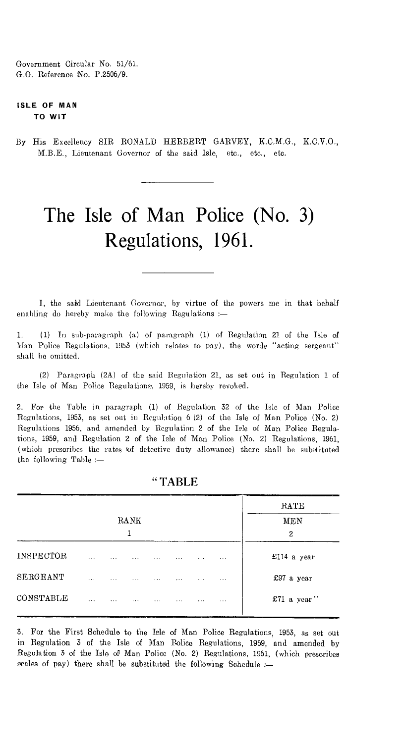Government Circular No. 51/61.
G.O. Reference No. P.2506/9.

**ISLE OF MAN**
**TO WIT**

By His Excellency SIR RONALD HERBERT GARVEY, K.C.M.G., K.C.V.O., M.B.E., Lieutenant Governor of the said Isle, etc., etc., etc.

# The Isle of Man Police (No. 3) Regulations, 1961.

I, the said Lieutenant Governor, by virtue of the powers me in that behalf enabling do hereby make the following Regulations :—

1. (1) In sub-paragraph (a) of paragraph (1) of Regulation 21 of the Isle of Man Police Regulations, 1953 (which relates to pay), the words "acting sergeant" shall be omitted.

(2) Paragraph (2A) of the said Regulation 21, as set out in Regulation 1 of the Isle of Man Police Regulations, 1959, is hereby revoked.

2. For the Table in paragraph (1) of Regulation 32 of the Isle of Man Police Regulations, 1953, as set out in Regulation 6 (2) of the Isle of Man Police (No. 2) Regulations 1956, and amended by Regulation 2 of the Isle of Man Police Regulations, 1959, and Regulation 2 of the Isle of Man Police (No. 2) Regulations, 1961, (which prescribes the rates of detective duty allowance) there shall be substituted the following Table :—

"TABLE

| RANK<br>1 | RATE<br>MEN<br>2 |
|---|---|
| INSPECTOR ... ... ... ... ... ... ... | £114 a year |
| SERGEANT ... ... ... ... ... ... ... | £97 a year |
| CONSTABLE ... ... ... ... ... ... ... | £71 a year" |

3. For the First Schedule to the Isle of Man Police Regulations, 1953, as set out in Regulation 3 of the Isle of Man Police Regulations, 1959, and amended by Regulation 3 of the Isle of Man Police (No. 2) Regulations, 1961, (which prescribes scales of pay) there shall be substituted the following Schedule :—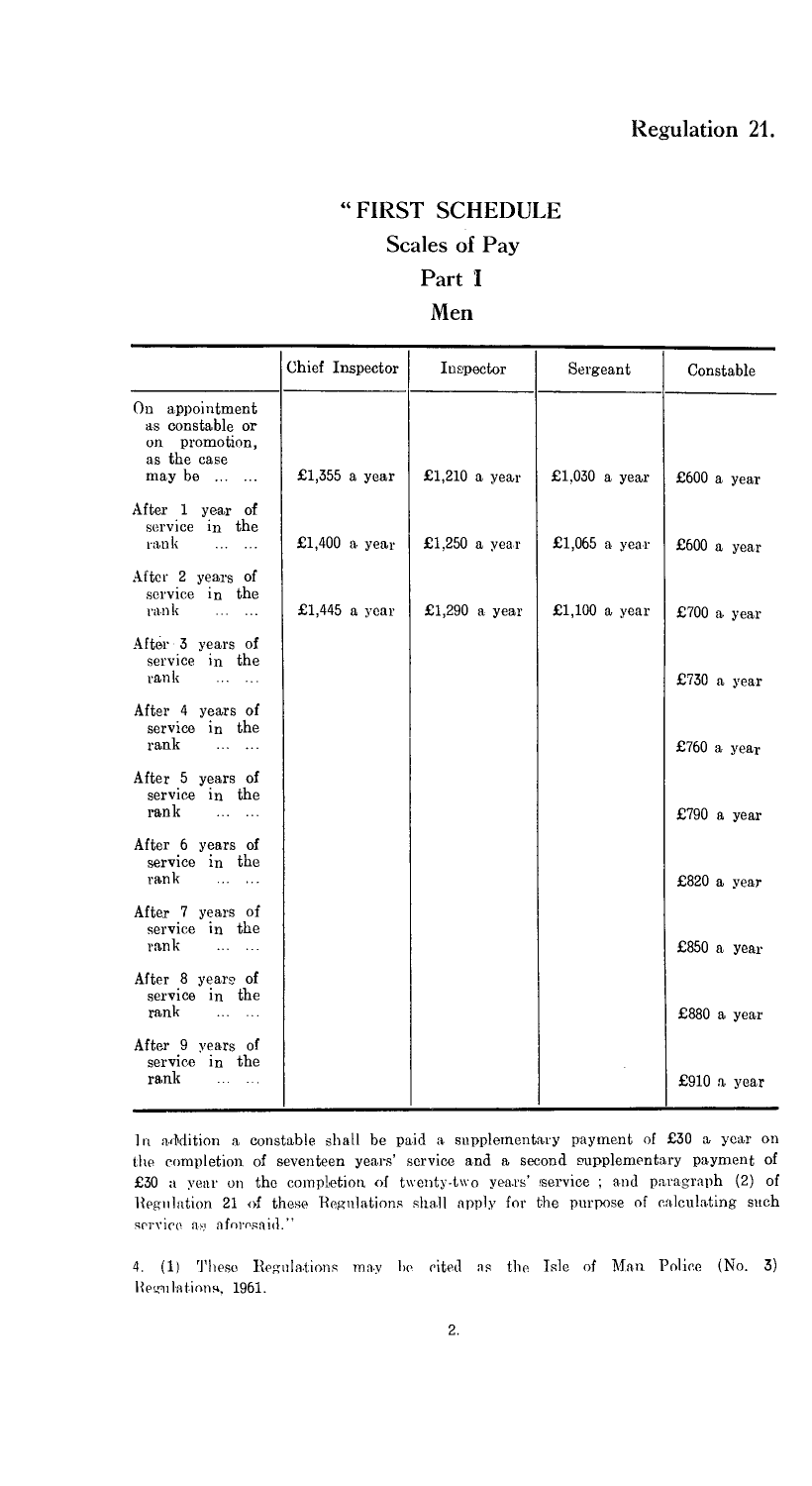Regulation 21.

# "FIRST SCHEDULE

## Scales of Pay

### Part I

### Men

| | Chief Inspector | Inspector | Sergeant | Constable |
|---|---|---|---|---|
| On appointment as constable or on promotion, as the case may be ... ... | £1,355 a year | £1,210 a year | £1,030 a year | £600 a year |
| After 1 year of service in the rank ... ... | £1,400 a year | £1,250 a year | £1,065 a year | £600 a year |
| After 2 years of service in the rank ... ... | £1,445 a year | £1,290 a year | £1,100 a year | £700 a year |
| After 3 years of service in the rank ... ... | | | | £730 a year |
| After 4 years of service in the rank ... ... | | | | £760 a year |
| After 5 years of service in the rank ... ... | | | | £790 a year |
| After 6 years of service in the rank ... ... | | | | £820 a year |
| After 7 years of service in the rank ... ... | | | | £850 a year |
| After 8 years of service in the rank ... ... | | | | £880 a year |
| After 9 years of service in the rank ... ... | | | | £910 a year |

In addition a constable shall be paid a supplementary payment of £30 a year on the completion of seventeen years' service and a second supplementary payment of £30 a year on the completion of twenty-two years' service ; and paragraph (2) of Regulation 21 of these Regulations shall apply for the purpose of calculating such service as aforesaid."

4. (1) These Regulations may be cited as the Isle of Man Police (No. 3) Regulations, 1961.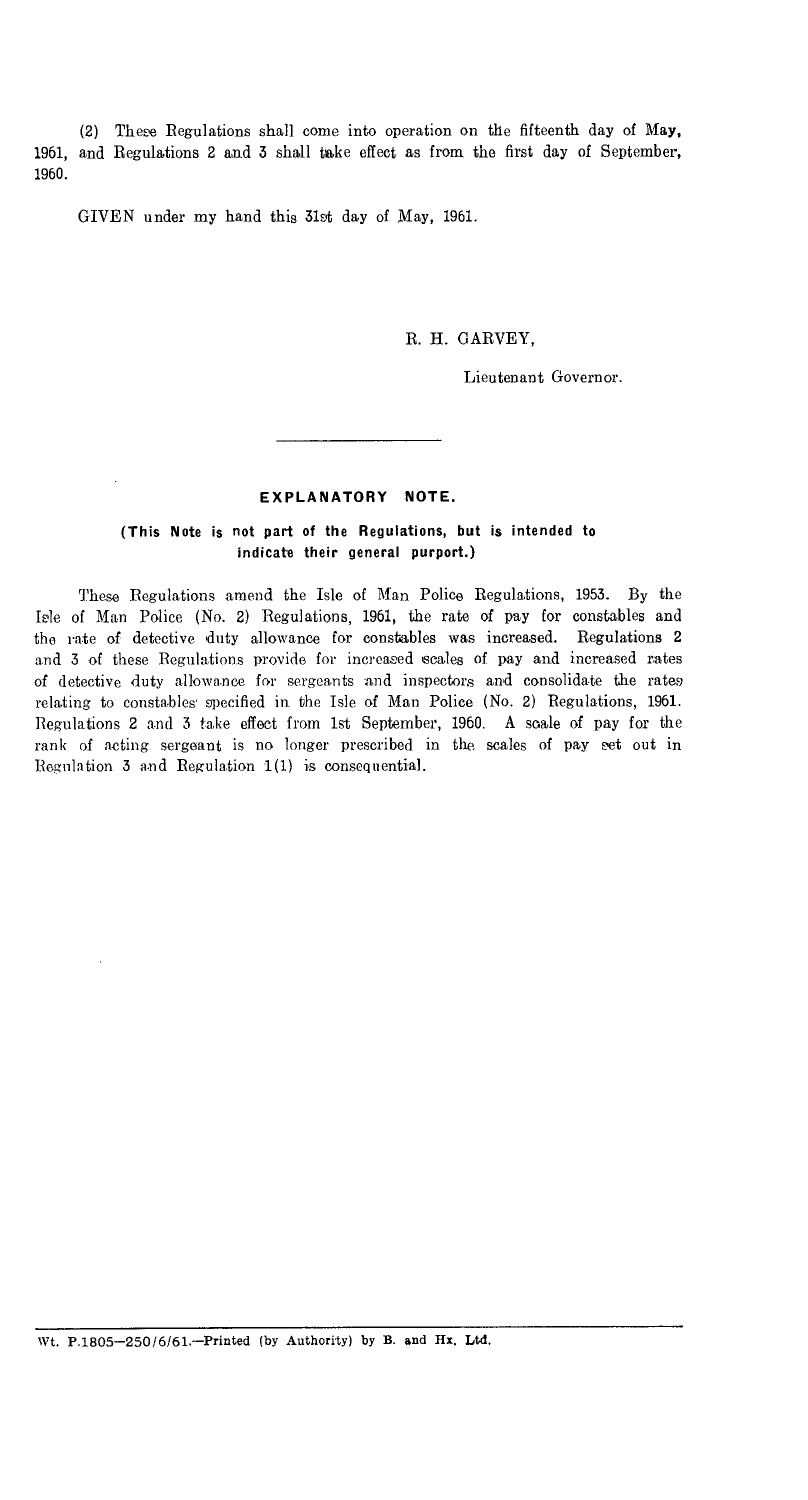(2) These Regulations shall come into operation on the fifteenth day of May, 1961, and Regulations 2 and 3 shall take effect as from the first day of September, 1960.

GIVEN under my hand this 31st day of May, 1961.

R. H. GARVEY,

Lieutenant Governor.

---

## EXPLANATORY NOTE.

**(This Note is not part of the Regulations, but is intended to indicate their general purport.)**

These Regulations amend the Isle of Man Police Regulations, 1953. By the Isle of Man Police (No. 2) Regulations, 1961, the rate of pay for constables and the rate of detective duty allowance for constables was increased. Regulations 2 and 3 of these Regulations provide for increased scales of pay and increased rates of detective duty allowance for sergeants and inspectors and consolidate the rates relating to constables specified in the Isle of Man Police (No. 2) Regulations, 1961. Regulations 2 and 3 take effect from 1st September, 1960. A scale of pay for the rank of acting sergeant is no longer prescribed in the scales of pay set out in Regulation 3 and Regulation 1(1) is consequential.

Wt. P.1805—250/6/61.—Printed (by Authority) by B. and Hx. Ltd.